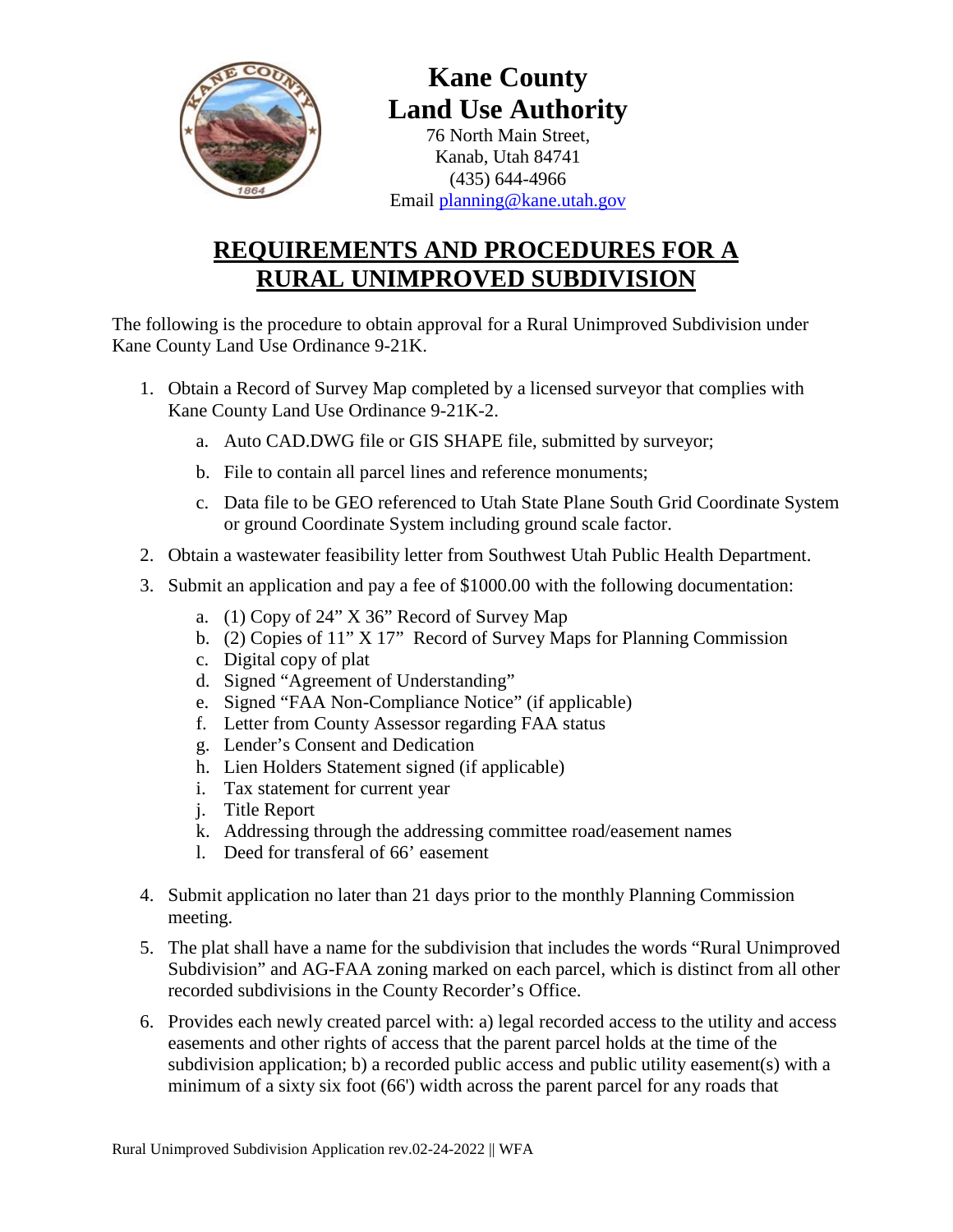# Kane County
# Land Use Authority

76 North Main Street,
Kanab, Utah 84741
(435) 644-4966
Email planning@kane.utah.gov

## REQUIREMENTS AND PROCEDURES FOR A RURAL UNIMPROVED SUBDIVISION

The following is the procedure to obtain approval for a Rural Unimproved Subdivision under Kane County Land Use Ordinance 9-21K.

1. Obtain a Record of Survey Map completed by a licensed surveyor that complies with Kane County Land Use Ordinance 9-21K-2.
   a. Auto CAD.DWG file or GIS SHAPE file, submitted by surveyor;
   b. File to contain all parcel lines and reference monuments;
   c. Data file to be GEO referenced to Utah State Plane South Grid Coordinate System or ground Coordinate System including ground scale factor.
2. Obtain a wastewater feasibility letter from Southwest Utah Public Health Department.
3. Submit an application and pay a fee of $1000.00 with the following documentation:
   a. (1) Copy of 24" X 36" Record of Survey Map
   b. (2) Copies of 11" X 17" Record of Survey Maps for Planning Commission
   c. Digital copy of plat
   d. Signed "Agreement of Understanding"
   e. Signed "FAA Non-Compliance Notice" (if applicable)
   f. Letter from County Assessor regarding FAA status
   g. Lender's Consent and Dedication
   h. Lien Holders Statement signed (if applicable)
   i. Tax statement for current year
   j. Title Report
   k. Addressing through the addressing committee road/easement names
   l. Deed for transferal of 66' easement
4. Submit application no later than 21 days prior to the monthly Planning Commission meeting.
5. The plat shall have a name for the subdivision that includes the words "Rural Unimproved Subdivision" and AG-FAA zoning marked on each parcel, which is distinct from all other recorded subdivisions in the County Recorder's Office.
6. Provides each newly created parcel with: a) legal recorded access to the utility and access easements and other rights of access that the parent parcel holds at the time of the subdivision application; b) a recorded public access and public utility easement(s) with a minimum of a sixty six foot (66') width across the parent parcel for any roads that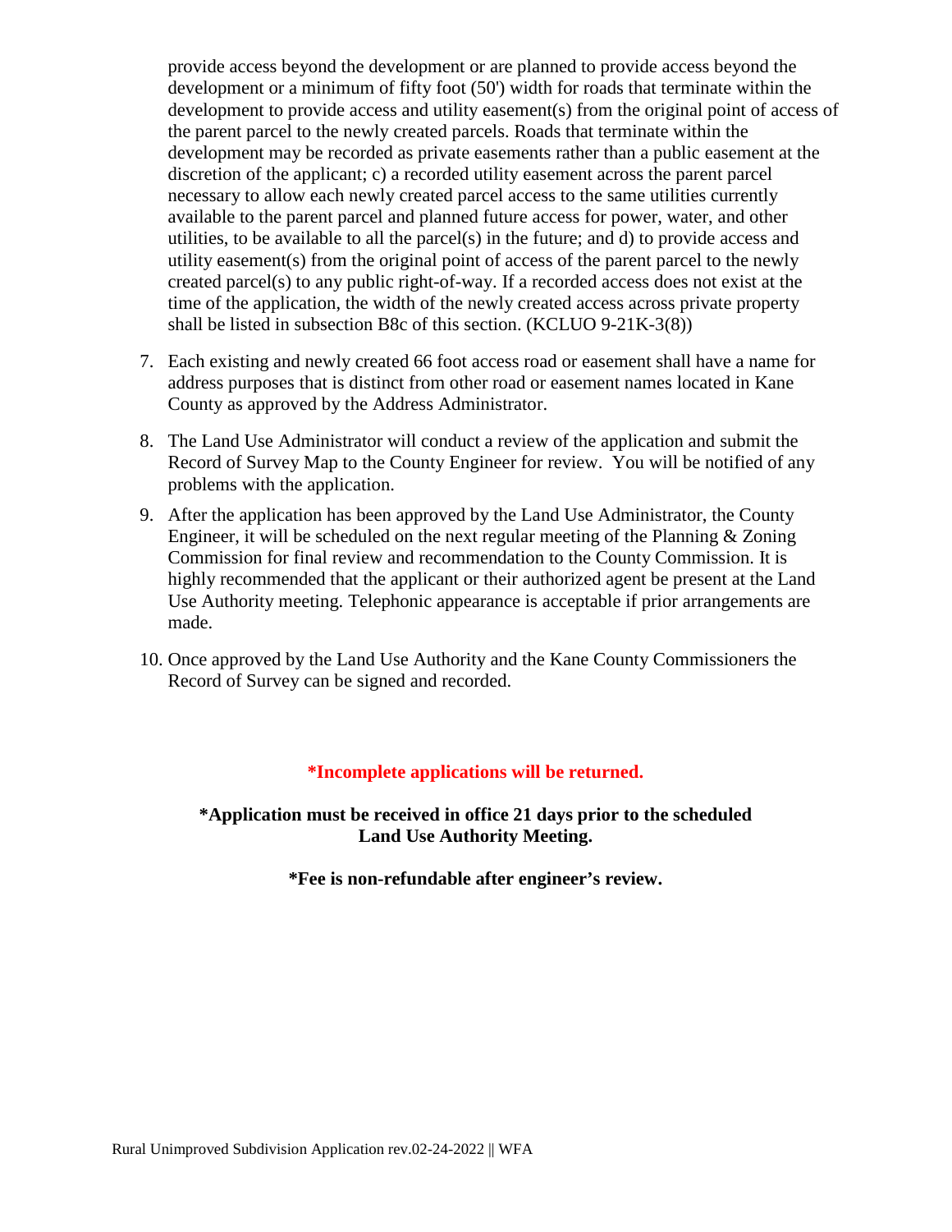provide access beyond the development or are planned to provide access beyond the development or a minimum of fifty foot (50') width for roads that terminate within the development to provide access and utility easement(s) from the original point of access of the parent parcel to the newly created parcels. Roads that terminate within the development may be recorded as private easements rather than a public easement at the discretion of the applicant; c) a recorded utility easement across the parent parcel necessary to allow each newly created parcel access to the same utilities currently available to the parent parcel and planned future access for power, water, and other utilities, to be available to all the parcel(s) in the future; and d) to provide access and utility easement(s) from the original point of access of the parent parcel to the newly created parcel(s) to any public right-of-way. If a recorded access does not exist at the time of the application, the width of the newly created access across private property shall be listed in subsection B8c of this section. (KCLUO 9-21K-3(8))

7. Each existing and newly created 66 foot access road or easement shall have a name for address purposes that is distinct from other road or easement names located in Kane County as approved by the Address Administrator.

8. The Land Use Administrator will conduct a review of the application and submit the Record of Survey Map to the County Engineer for review. You will be notified of any problems with the application.

9. After the application has been approved by the Land Use Administrator, the County Engineer, it will be scheduled on the next regular meeting of the Planning & Zoning Commission for final review and recommendation to the County Commission. It is highly recommended that the applicant or their authorized agent be present at the Land Use Authority meeting. Telephonic appearance is acceptable if prior arrangements are made.

10. Once approved by the Land Use Authority and the Kane County Commissioners the Record of Survey can be signed and recorded.

**\*Incomplete applications will be returned.**

**\*Application must be received in office 21 days prior to the scheduled Land Use Authority Meeting.**

**\*Fee is non-refundable after engineer's review.**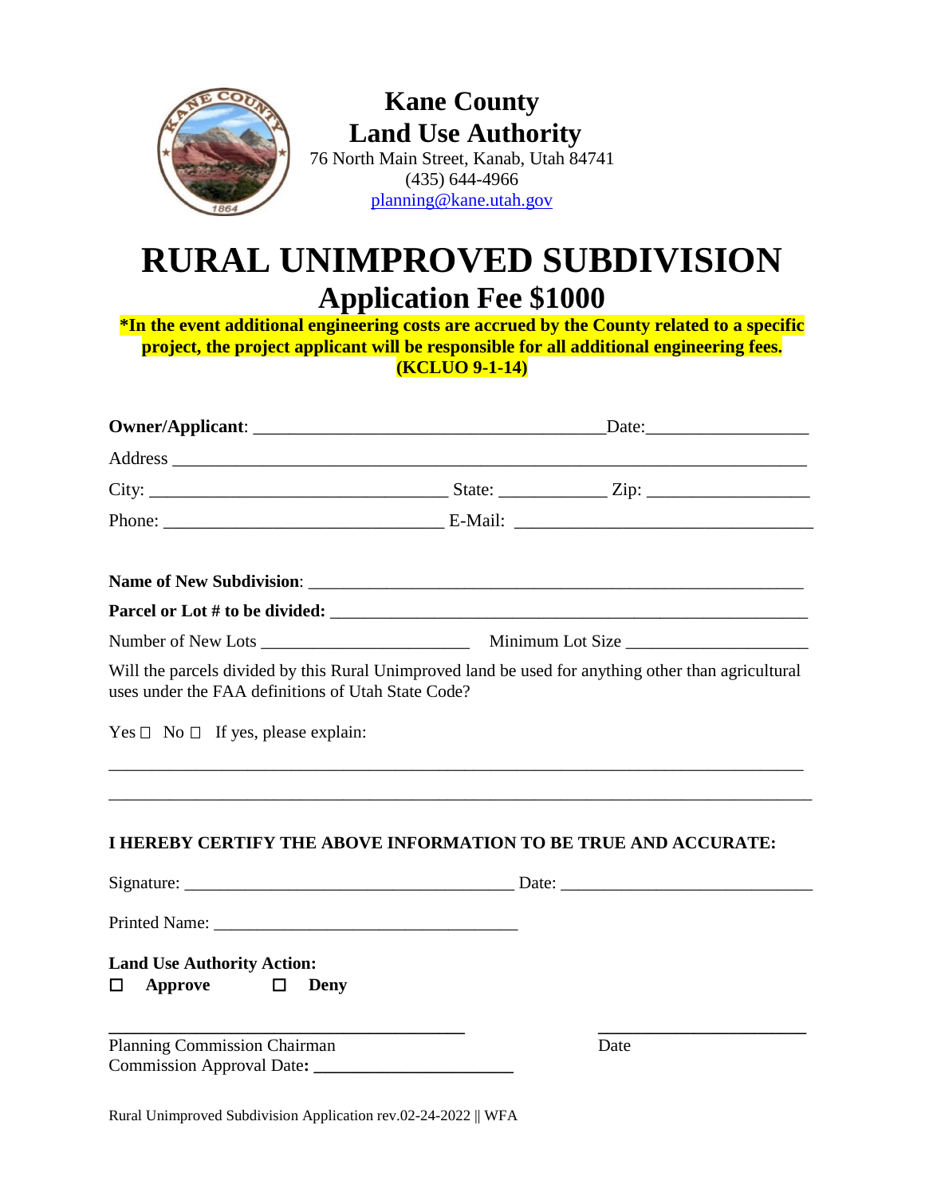# Kane County
## Land Use Authority

76 North Main Street, Kanab, Utah 84741
(435) 644-4966
planning@kane.utah.gov

# RURAL UNIMPROVED SUBDIVISION
## Application Fee $1000

**\*In the event additional engineering costs are accrued by the County related to a specific project, the project applicant will be responsible for all additional engineering fees. (KCLUO 9-1-14)**

**Owner/Applicant**: ________________________________________ Date: __________________

Address ______________________________________________________________________

City: _________________________________ State: ____________ Zip: __________________

Phone: _______________________________ E-Mail: ________________________________

**Name of New Subdivision**: _________________________________________________________

**Parcel or Lot # to be divided:** ______________________________________________________

Number of New Lots ________________________ Minimum Lot Size ____________________

Will the parcels divided by this Rural Unimproved land be used for anything other than agricultural uses under the FAA definitions of Utah State Code?

Yes ☐ No ☐ If yes, please explain:

_______________________________________________________________________________

_______________________________________________________________________________

**I HEREBY CERTIFY THE ABOVE INFORMATION TO BE TRUE AND ACCURATE:**

Signature: _____________________________________ Date: ____________________________

Printed Name: ___________________________________

**Land Use Authority Action:**

☐ **Approve** ☐ **Deny**

________________________________________ ________________________

Planning Commission Chairman Date

Commission Approval Date: ______________________

Rural Unimproved Subdivision Application rev.02-24-2022 || WFA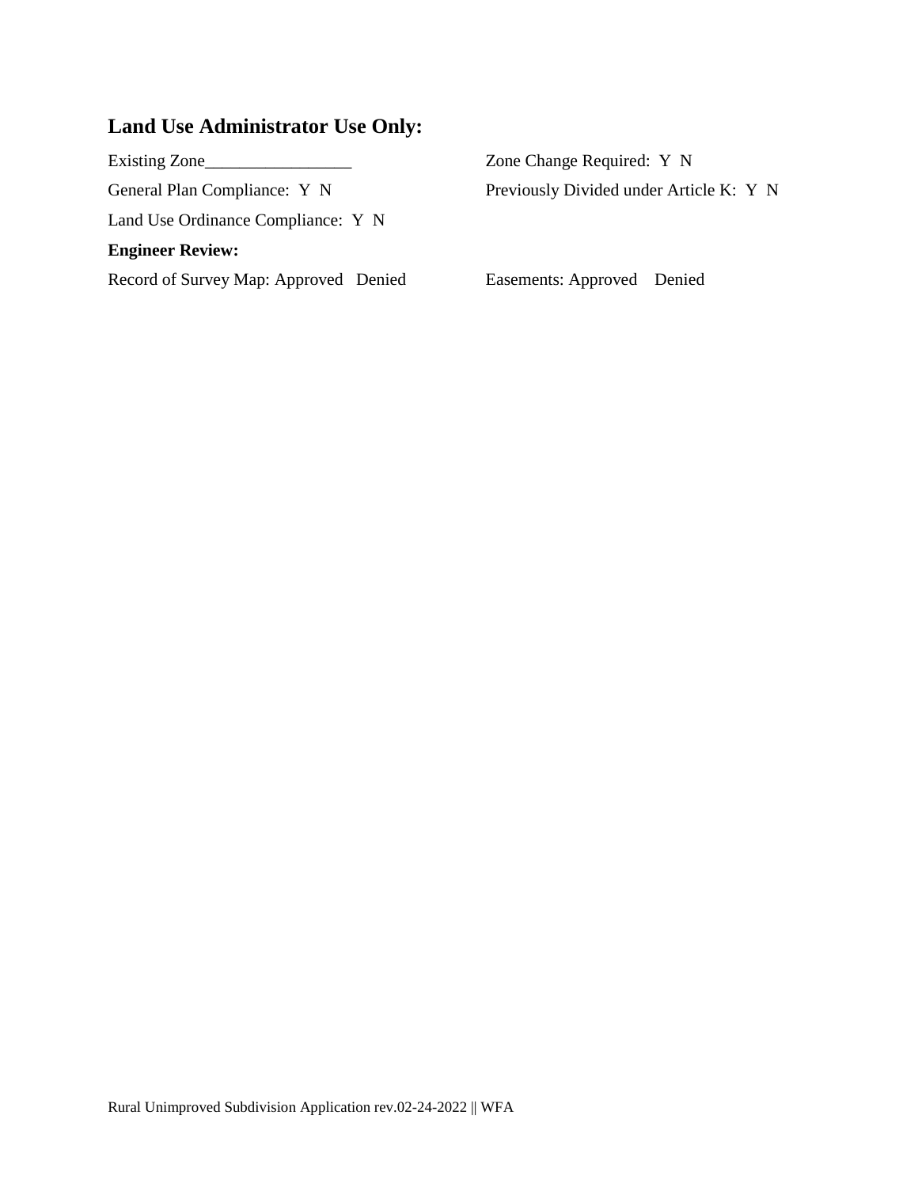## Land Use Administrator Use Only:

Existing Zone_________________

Zone Change Required: Y N

General Plan Compliance: Y N

Previously Divided under Article K: Y N

Land Use Ordinance Compliance: Y N

**Engineer Review:**

Record of Survey Map: Approved Denied

Easements: Approved Denied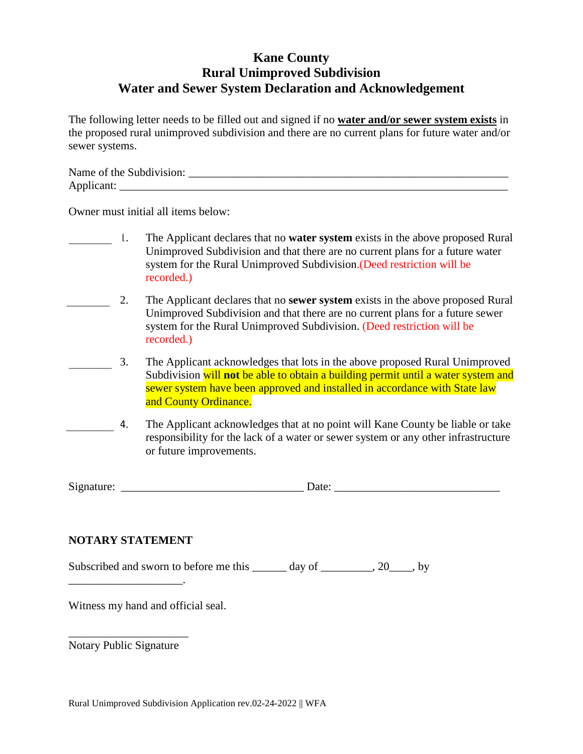# Kane County
## Rural Unimproved Subdivision
## Water and Sewer System Declaration and Acknowledgement

The following letter needs to be filled out and signed if no **water and/or sewer system exists** in the proposed rural unimproved subdivision and there are no current plans for future water and/or sewer systems.

Name of the Subdivision: ___________________________________________________________

Applicant: ______________________________________________________________________

Owner must initial all items below:

________ 1. The Applicant declares that no **water system** exists in the above proposed Rural Unimproved Subdivision and that there are no current plans for a future water system for the Rural Unimproved Subdivision.(Deed restriction will be recorded.)

________ 2. The Applicant declares that no **sewer system** exists in the above proposed Rural Unimproved Subdivision and that there are no current plans for a future sewer system for the Rural Unimproved Subdivision. (Deed restriction will be recorded.)

________ 3. The Applicant acknowledges that lots in the above proposed Rural Unimproved Subdivision will **not** be able to obtain a building permit until a water system and sewer system have been approved and installed in accordance with State law and County Ordinance.

_________ 4. The Applicant acknowledges that at no point will Kane County be liable or take responsibility for the lack of a water or sewer system or any other infrastructure or future improvements.

Signature: ________________________________ Date: ____________________________

**NOTARY STATEMENT**

Subscribed and sworn to before me this ______ day of _________, 20____, by ____________________.

Witness my hand and official seal.

______________________

Notary Public Signature

Rural Unimproved Subdivision Application rev.02-24-2022 || WFA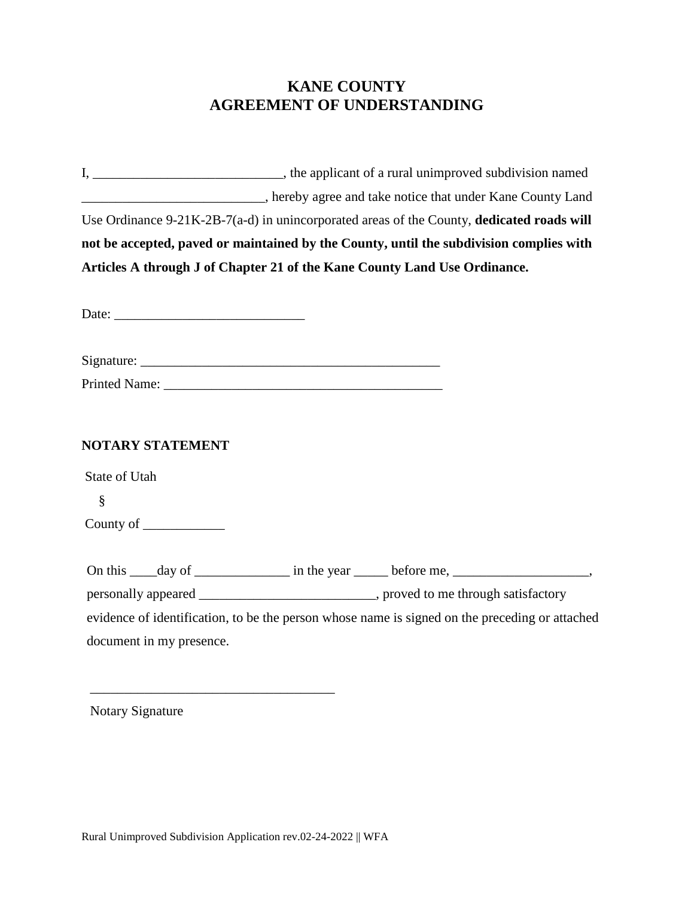# KANE COUNTY
# AGREEMENT OF UNDERSTANDING

I, ____________________________, the applicant of a rural unimproved subdivision named ___________________________, hereby agree and take notice that under Kane County Land Use Ordinance 9-21K-2B-7(a-d) in unincorporated areas of the County, **dedicated roads will not be accepted, paved or maintained by the County, until the subdivision complies with Articles A through J of Chapter 21 of the Kane County Land Use Ordinance.**

Date: ____________________________

Signature: _____________________________________________

Printed Name: __________________________________________

**NOTARY STATEMENT**

State of Utah

§

County of ____________

On this ____day of ______________ in the year _____ before me, ____________________, personally appeared __________________________, proved to me through satisfactory evidence of identification, to be the person whose name is signed on the preceding or attached document in my presence.

____________________________________

Notary Signature

Rural Unimproved Subdivision Application rev.02-24-2022 || WFA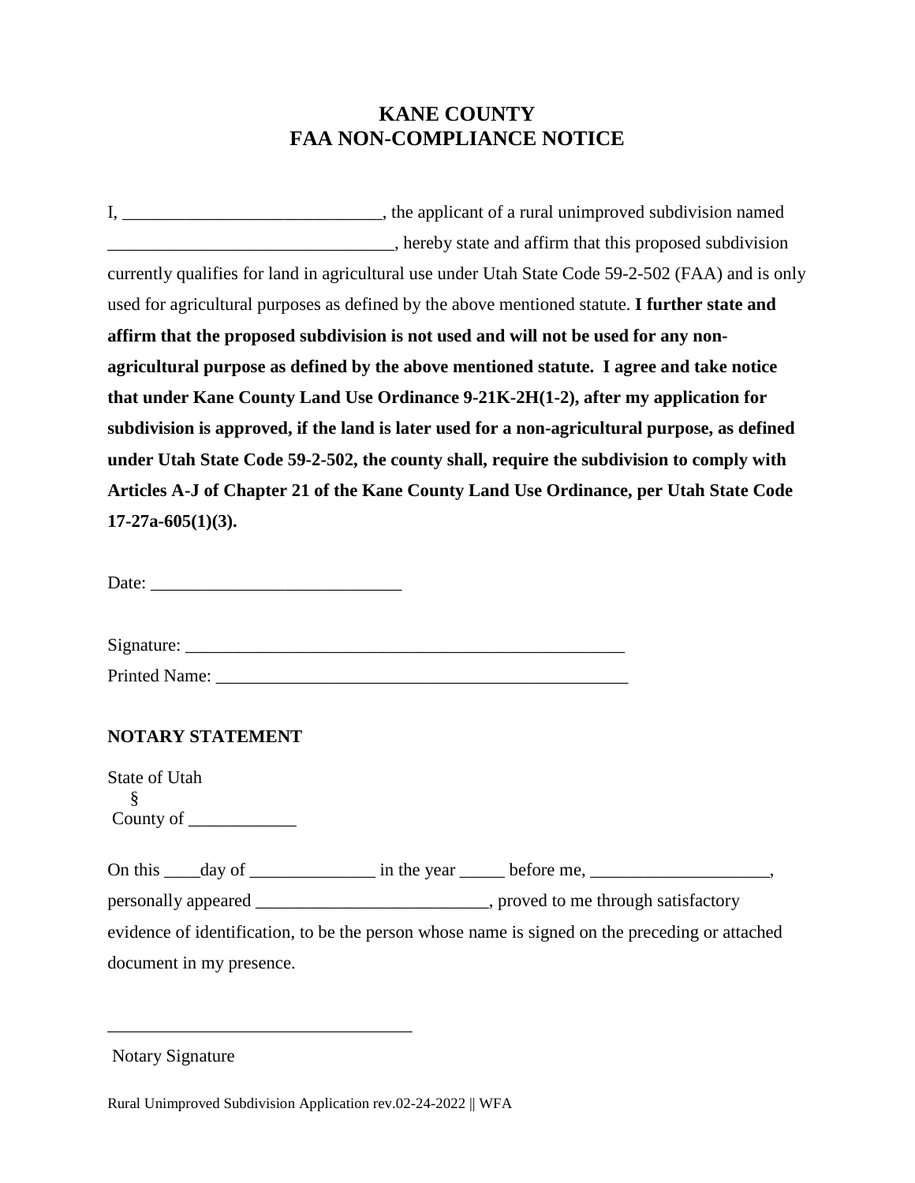# KANE COUNTY
# FAA NON-COMPLIANCE NOTICE

I, ____________________________, the applicant of a rural unimproved subdivision named _______________________________, hereby state and affirm that this proposed subdivision currently qualifies for land in agricultural use under Utah State Code 59-2-502 (FAA) and is only used for agricultural purposes as defined by the above mentioned statute. **I further state and affirm that the proposed subdivision is not used and will not be used for any non-agricultural purpose as defined by the above mentioned statute. I agree and take notice that under Kane County Land Use Ordinance 9-21K-2H(1-2), after my application for subdivision is approved, if the land is later used for a non-agricultural purpose, as defined under Utah State Code 59-2-502, the county shall, require the subdivision to comply with Articles A-J of Chapter 21 of the Kane County Land Use Ordinance, per Utah State Code 17-27a-605(1)(3).**

Date: ____________________________

Signature: ___________________________________________________

Printed Name: ________________________________________________

**NOTARY STATEMENT**

State of Utah
§
County of ____________

On this ____day of ______________ in the year _____ before me, ____________________, personally appeared __________________________, proved to me through satisfactory evidence of identification, to be the person whose name is signed on the preceding or attached document in my presence.

_________________________________

Notary Signature

Rural Unimproved Subdivision Application rev.02-24-2022 || WFA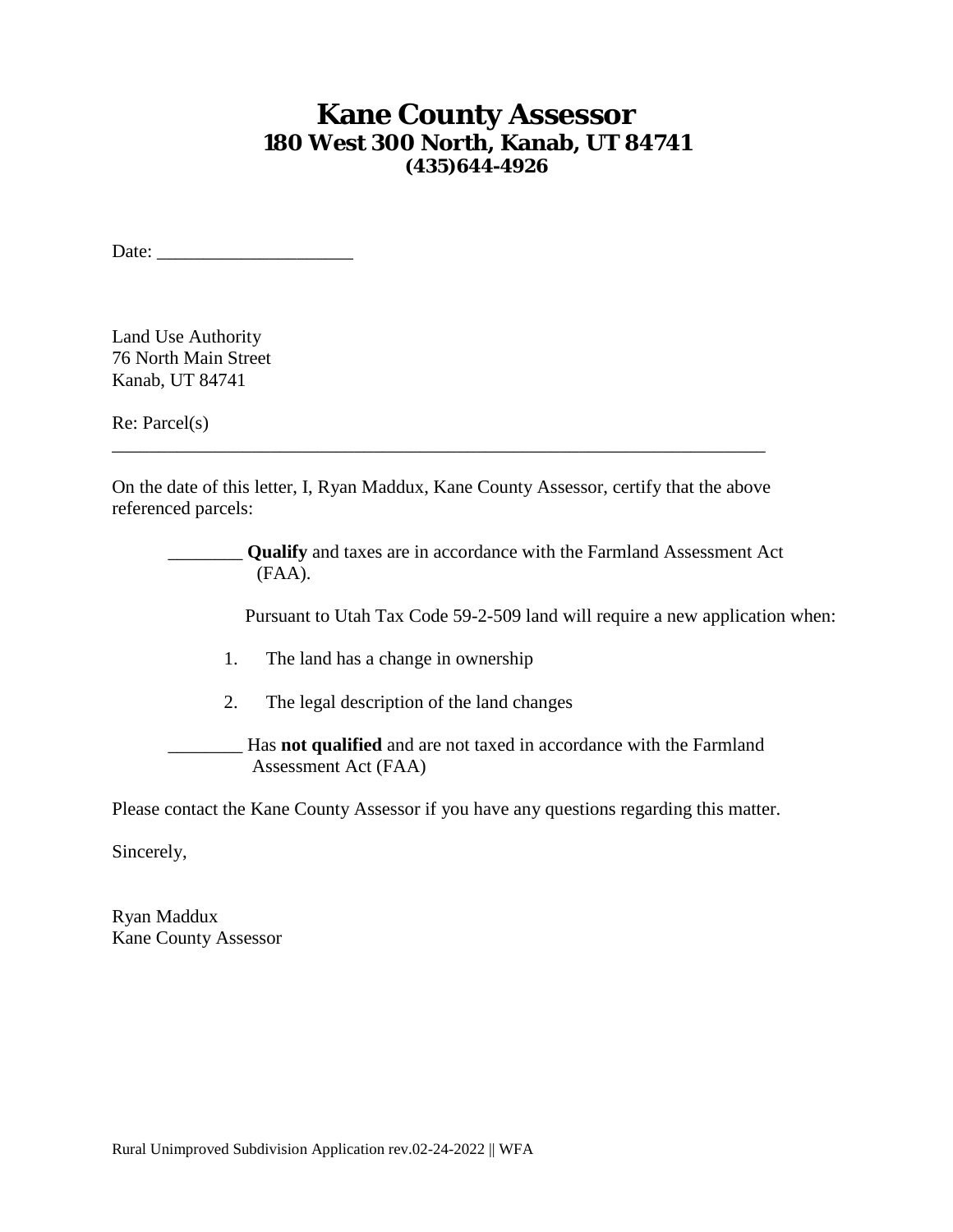# Kane County Assessor

**180 West 300 North, Kanab, UT 84741**

**(435)644-4926**

Date: ____________________

Land Use Authority
76 North Main Street
Kanab, UT 84741

Re: Parcel(s)
______________________________________________________________________

On the date of this letter, I, Ryan Maddux, Kane County Assessor, certify that the above referenced parcels:

________ **Qualify** and taxes are in accordance with the Farmland Assessment Act (FAA).

Pursuant to Utah Tax Code 59-2-509 land will require a new application when:

1. The land has a change in ownership
2. The legal description of the land changes

________ Has **not qualified** and are not taxed in accordance with the Farmland Assessment Act (FAA)

Please contact the Kane County Assessor if you have any questions regarding this matter.

Sincerely,

Ryan Maddux
Kane County Assessor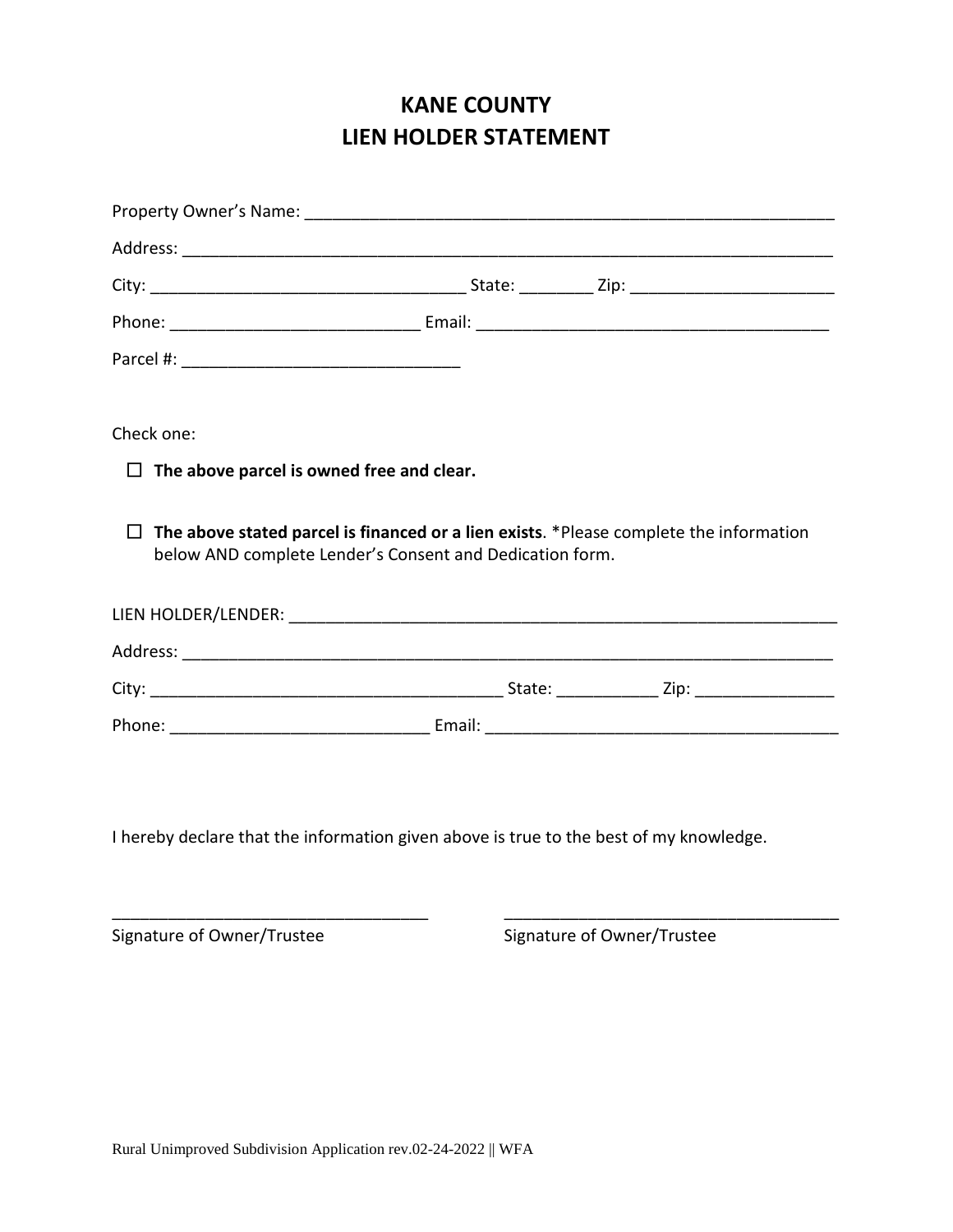# KANE COUNTY
# LIEN HOLDER STATEMENT

Property Owner's Name: ____________________________________________________________

Address: ______________________________________________________________________

City: __________________________________ State: ________ Zip: ______________________

Phone: ___________________________ Email: ______________________________________

Parcel #: ______________________________

Check one:

☐ **The above parcel is owned free and clear.**

☐ **The above stated parcel is financed or a lien exists**. *Please complete the information below AND complete Lender's Consent and Dedication form.

LIEN HOLDER/LENDER: ______________________________________________________________

Address: ______________________________________________________________________

City: ______________________________________ State: ___________ Zip: _______________

Phone: ____________________________ Email: ______________________________________

I hereby declare that the information given above is true to the best of my knowledge.

__________________________________ Signature of Owner/Trustee

____________________________________ Signature of Owner/Trustee

Rural Unimproved Subdivision Application rev.02-24-2022 || WFA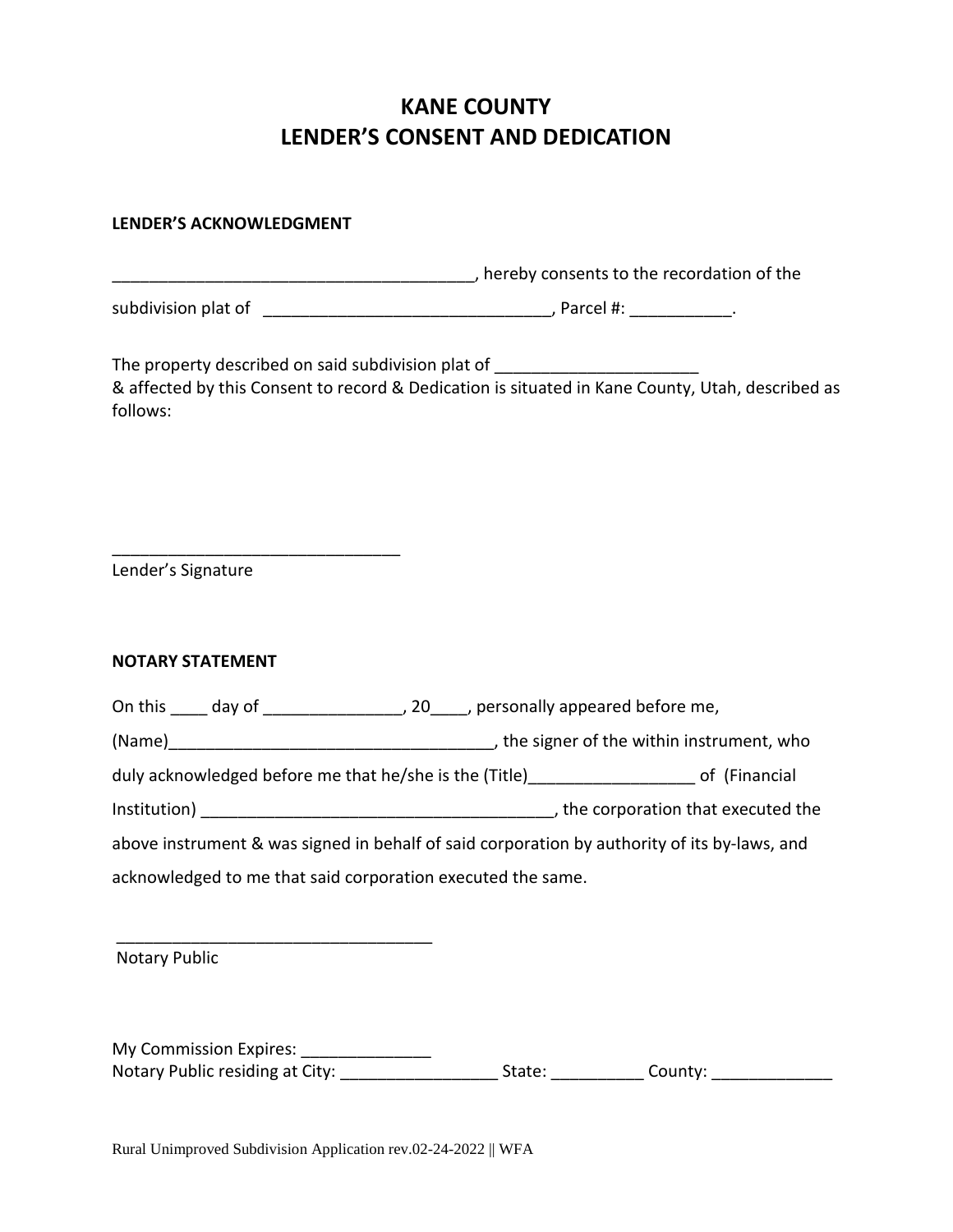# KANE COUNTY
# LENDER'S CONSENT AND DEDICATION

**LENDER'S ACKNOWLEDGMENT**

_______________________________________, hereby consents to the recordation of the subdivision plat of _______________________________, Parcel #: ___________.

The property described on said subdivision plat of ______________________
& affected by this Consent to record & Dedication is situated in Kane County, Utah, described as follows:

_______________________________
Lender's Signature

**NOTARY STATEMENT**

On this ____ day of _______________, 20____, personally appeared before me, (Name)___________________________________, the signer of the within instrument, who duly acknowledged before me that he/she is the (Title)__________________ of (Financial Institution) ______________________________________, the corporation that executed the above instrument & was signed in behalf of said corporation by authority of its by-laws, and acknowledged to me that said corporation executed the same.

__________________________________
Notary Public

My Commission Expires: ______________
Notary Public residing at City: _________________ State: __________ County: _____________

Rural Unimproved Subdivision Application rev.02-24-2022 || WFA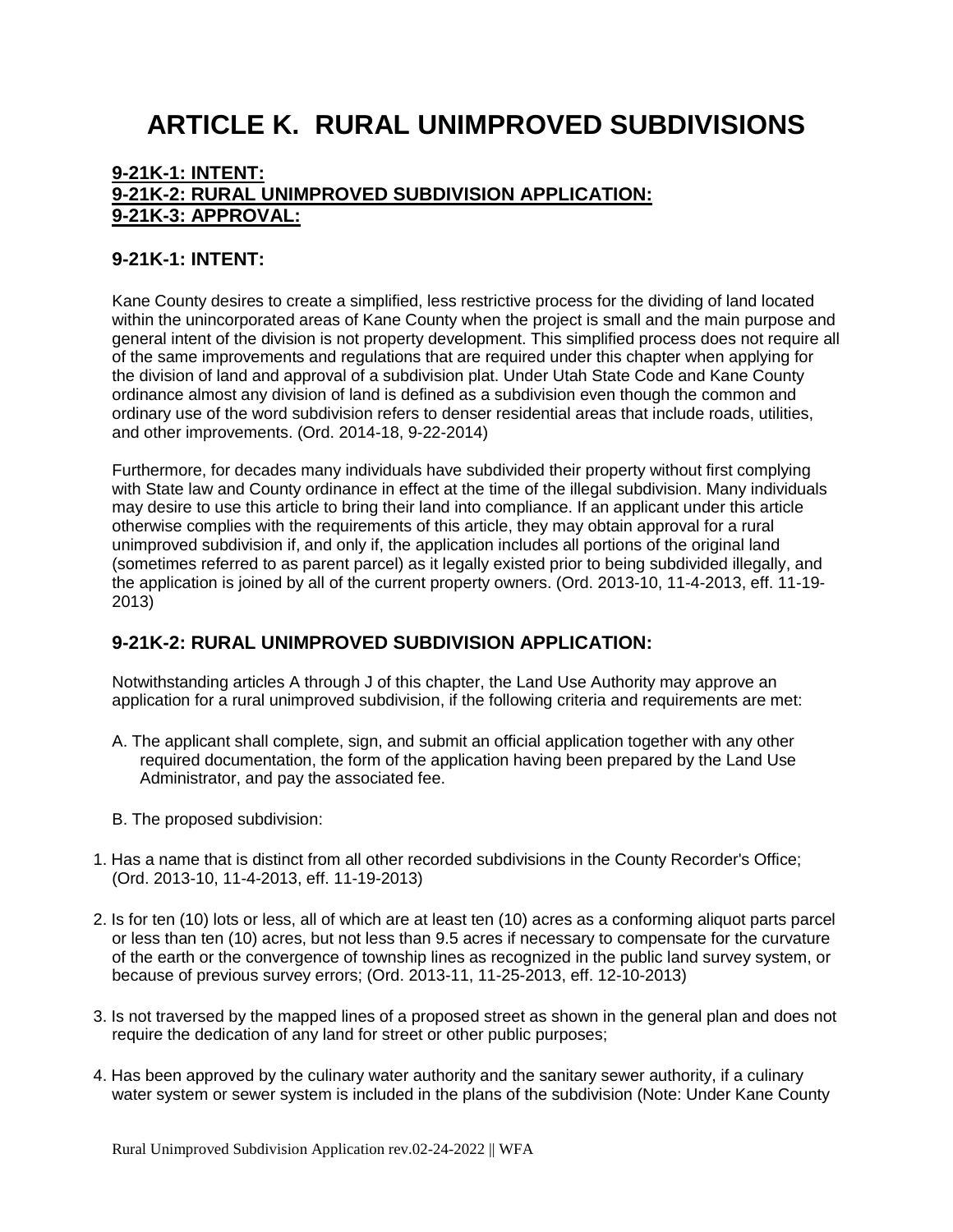# ARTICLE K. RURAL UNIMPROVED SUBDIVISIONS

**9-21K-1: INTENT:**
**9-21K-2: RURAL UNIMPROVED SUBDIVISION APPLICATION:**
**9-21K-3: APPROVAL:**

## 9-21K-1: INTENT:

Kane County desires to create a simplified, less restrictive process for the dividing of land located within the unincorporated areas of Kane County when the project is small and the main purpose and general intent of the division is not property development. This simplified process does not require all of the same improvements and regulations that are required under this chapter when applying for the division of land and approval of a subdivision plat. Under Utah State Code and Kane County ordinance almost any division of land is defined as a subdivision even though the common and ordinary use of the word subdivision refers to denser residential areas that include roads, utilities, and other improvements. (Ord. 2014-18, 9-22-2014)

Furthermore, for decades many individuals have subdivided their property without first complying with State law and County ordinance in effect at the time of the illegal subdivision. Many individuals may desire to use this article to bring their land into compliance. If an applicant under this article otherwise complies with the requirements of this article, they may obtain approval for a rural unimproved subdivision if, and only if, the application includes all portions of the original land (sometimes referred to as parent parcel) as it legally existed prior to being subdivided illegally, and the application is joined by all of the current property owners. (Ord. 2013-10, 11-4-2013, eff. 11-19-2013)

## 9-21K-2: RURAL UNIMPROVED SUBDIVISION APPLICATION:

Notwithstanding articles A through J of this chapter, the Land Use Authority may approve an application for a rural unimproved subdivision, if the following criteria and requirements are met:

A. The applicant shall complete, sign, and submit an official application together with any other required documentation, the form of the application having been prepared by the Land Use Administrator, and pay the associated fee.

B. The proposed subdivision:

1. Has a name that is distinct from all other recorded subdivisions in the County Recorder's Office; (Ord. 2013-10, 11-4-2013, eff. 11-19-2013)

2. Is for ten (10) lots or less, all of which are at least ten (10) acres as a conforming aliquot parts parcel or less than ten (10) acres, but not less than 9.5 acres if necessary to compensate for the curvature of the earth or the convergence of township lines as recognized in the public land survey system, or because of previous survey errors; (Ord. 2013-11, 11-25-2013, eff. 12-10-2013)

3. Is not traversed by the mapped lines of a proposed street as shown in the general plan and does not require the dedication of any land for street or other public purposes;

4. Has been approved by the culinary water authority and the sanitary sewer authority, if a culinary water system or sewer system is included in the plans of the subdivision (Note: Under Kane County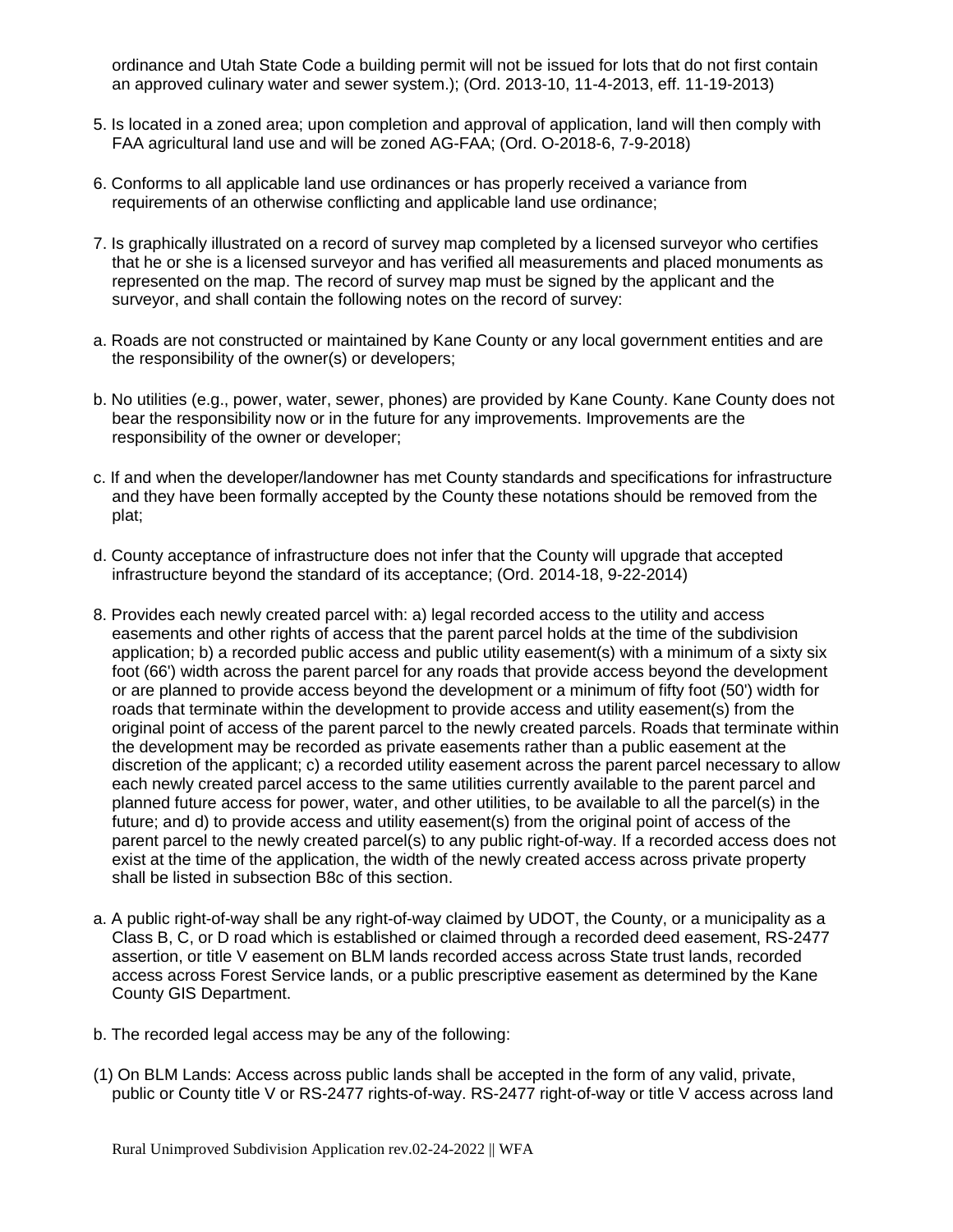ordinance and Utah State Code a building permit will not be issued for lots that do not first contain an approved culinary water and sewer system.); (Ord. 2013-10, 11-4-2013, eff. 11-19-2013)

5. Is located in a zoned area; upon completion and approval of application, land will then comply with FAA agricultural land use and will be zoned AG-FAA; (Ord. O-2018-6, 7-9-2018)

6. Conforms to all applicable land use ordinances or has properly received a variance from requirements of an otherwise conflicting and applicable land use ordinance;

7. Is graphically illustrated on a record of survey map completed by a licensed surveyor who certifies that he or she is a licensed surveyor and has verified all measurements and placed monuments as represented on the map. The record of survey map must be signed by the applicant and the surveyor, and shall contain the following notes on the record of survey:

a. Roads are not constructed or maintained by Kane County or any local government entities and are the responsibility of the owner(s) or developers;

b. No utilities (e.g., power, water, sewer, phones) are provided by Kane County. Kane County does not bear the responsibility now or in the future for any improvements. Improvements are the responsibility of the owner or developer;

c. If and when the developer/landowner has met County standards and specifications for infrastructure and they have been formally accepted by the County these notations should be removed from the plat;

d. County acceptance of infrastructure does not infer that the County will upgrade that accepted infrastructure beyond the standard of its acceptance; (Ord. 2014-18, 9-22-2014)

8. Provides each newly created parcel with: a) legal recorded access to the utility and access easements and other rights of access that the parent parcel holds at the time of the subdivision application; b) a recorded public access and public utility easement(s) with a minimum of a sixty six foot (66') width across the parent parcel for any roads that provide access beyond the development or are planned to provide access beyond the development or a minimum of fifty foot (50') width for roads that terminate within the development to provide access and utility easement(s) from the original point of access of the parent parcel to the newly created parcels. Roads that terminate within the development may be recorded as private easements rather than a public easement at the discretion of the applicant; c) a recorded utility easement across the parent parcel necessary to allow each newly created parcel access to the same utilities currently available to the parent parcel and planned future access for power, water, and other utilities, to be available to all the parcel(s) in the future; and d) to provide access and utility easement(s) from the original point of access of the parent parcel to the newly created parcel(s) to any public right-of-way. If a recorded access does not exist at the time of the application, the width of the newly created access across private property shall be listed in subsection B8c of this section.

a. A public right-of-way shall be any right-of-way claimed by UDOT, the County, or a municipality as a Class B, C, or D road which is established or claimed through a recorded deed easement, RS-2477 assertion, or title V easement on BLM lands recorded access across State trust lands, recorded access across Forest Service lands, or a public prescriptive easement as determined by the Kane County GIS Department.

b. The recorded legal access may be any of the following:

(1) On BLM Lands: Access across public lands shall be accepted in the form of any valid, private, public or County title V or RS-2477 rights-of-way. RS-2477 right-of-way or title V access across land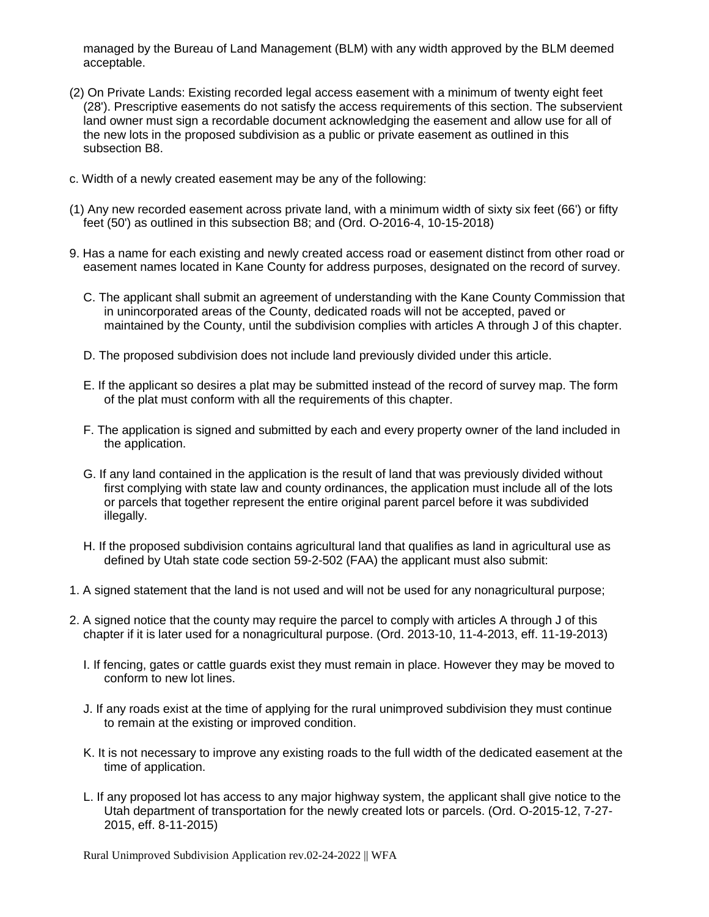managed by the Bureau of Land Management (BLM) with any width approved by the BLM deemed acceptable.

(2) On Private Lands: Existing recorded legal access easement with a minimum of twenty eight feet (28'). Prescriptive easements do not satisfy the access requirements of this section. The subservient land owner must sign a recordable document acknowledging the easement and allow use for all of the new lots in the proposed subdivision as a public or private easement as outlined in this subsection B8.

c. Width of a newly created easement may be any of the following:

(1) Any new recorded easement across private land, with a minimum width of sixty six feet (66') or fifty feet (50') as outlined in this subsection B8; and (Ord. O-2016-4, 10-15-2018)

9. Has a name for each existing and newly created access road or easement distinct from other road or easement names located in Kane County for address purposes, designated on the record of survey.

C. The applicant shall submit an agreement of understanding with the Kane County Commission that in unincorporated areas of the County, dedicated roads will not be accepted, paved or maintained by the County, until the subdivision complies with articles A through J of this chapter.

D. The proposed subdivision does not include land previously divided under this article.

E. If the applicant so desires a plat may be submitted instead of the record of survey map. The form of the plat must conform with all the requirements of this chapter.

F. The application is signed and submitted by each and every property owner of the land included in the application.

G. If any land contained in the application is the result of land that was previously divided without first complying with state law and county ordinances, the application must include all of the lots or parcels that together represent the entire original parent parcel before it was subdivided illegally.

H. If the proposed subdivision contains agricultural land that qualifies as land in agricultural use as defined by Utah state code section 59-2-502 (FAA) the applicant must also submit:

1. A signed statement that the land is not used and will not be used for any nonagricultural purpose;

2. A signed notice that the county may require the parcel to comply with articles A through J of this chapter if it is later used for a nonagricultural purpose. (Ord. 2013-10, 11-4-2013, eff. 11-19-2013)

I. If fencing, gates or cattle guards exist they must remain in place. However they may be moved to conform to new lot lines.

J. If any roads exist at the time of applying for the rural unimproved subdivision they must continue to remain at the existing or improved condition.

K. It is not necessary to improve any existing roads to the full width of the dedicated easement at the time of application.

L. If any proposed lot has access to any major highway system, the applicant shall give notice to the Utah department of transportation for the newly created lots or parcels. (Ord. O-2015-12, 7-27-2015, eff. 8-11-2015)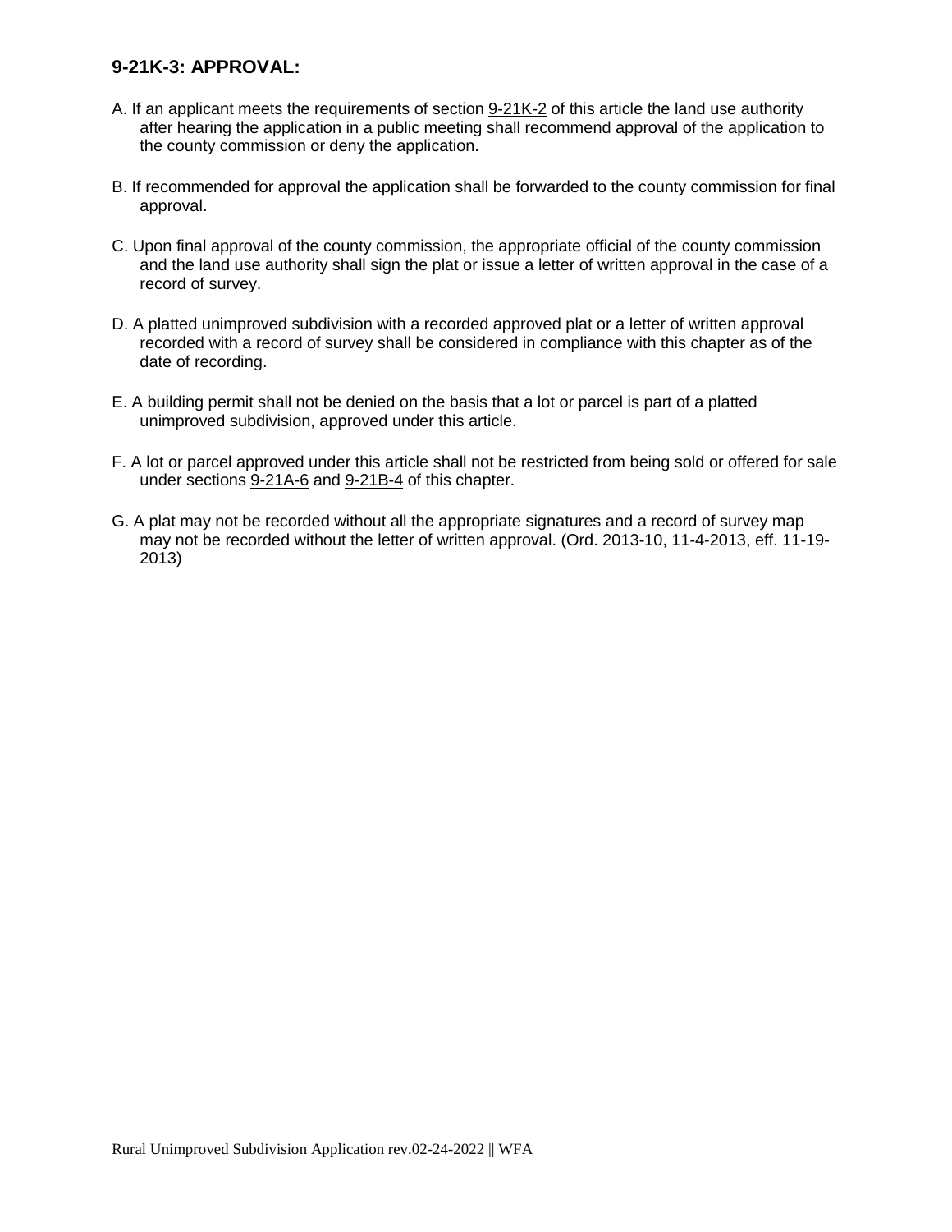## 9-21K-3: APPROVAL:

A. If an applicant meets the requirements of section 9-21K-2 of this article the land use authority after hearing the application in a public meeting shall recommend approval of the application to the county commission or deny the application.

B. If recommended for approval the application shall be forwarded to the county commission for final approval.

C. Upon final approval of the county commission, the appropriate official of the county commission and the land use authority shall sign the plat or issue a letter of written approval in the case of a record of survey.

D. A platted unimproved subdivision with a recorded approved plat or a letter of written approval recorded with a record of survey shall be considered in compliance with this chapter as of the date of recording.

E. A building permit shall not be denied on the basis that a lot or parcel is part of a platted unimproved subdivision, approved under this article.

F. A lot or parcel approved under this article shall not be restricted from being sold or offered for sale under sections 9-21A-6 and 9-21B-4 of this chapter.

G. A plat may not be recorded without all the appropriate signatures and a record of survey map may not be recorded without the letter of written approval. (Ord. 2013-10, 11-4-2013, eff. 11-19-2013)